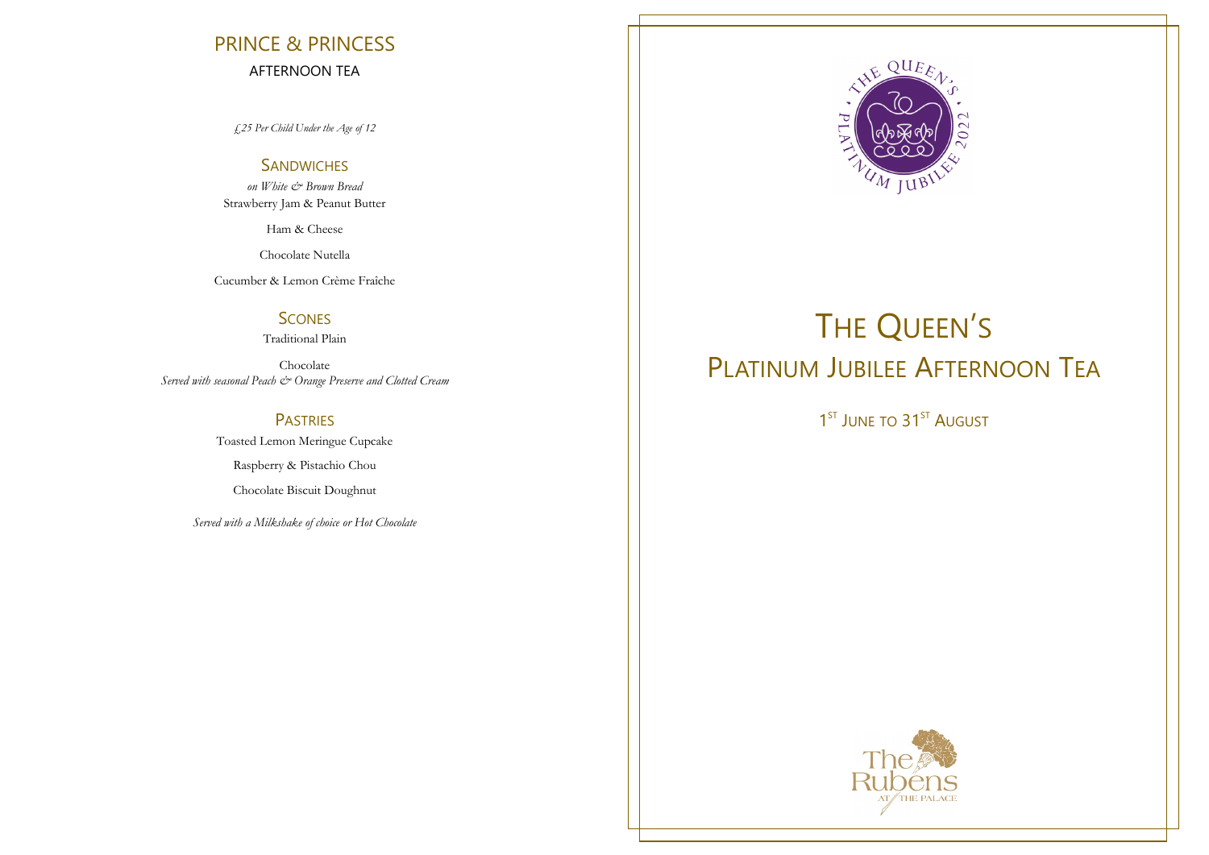# PRINCE & PRINCESS

AFTERNOON TEA

*£25 Per Child Under the Age of 12*

## SANDWICHES

*on White & Brown Bread*

Strawberry Jam & Peanut Butter

Ham & Cheese

Chocolate Nutella

Cucumber & Lemon Crème Fraîche

## SCONES

Traditional Plain

Chocolate

*Served with seasonal Peach & Orange Preserve and Clotted Cream*

## PASTRIES

Toasted Lemon Meringue Cupcake

Raspberry & Pistachio Chou

Chocolate Biscuit Doughnut

*Served with a Milkshake of choice or Hot Chocolate*

THE QUEEN'S PLATINUM JUBILEE 2022

# THE QUEEN'S PLATINUM JUBILEE AFTERNOON TEA

1ST JUNE TO 31ST AUGUST

The Rubens AT THE PALACE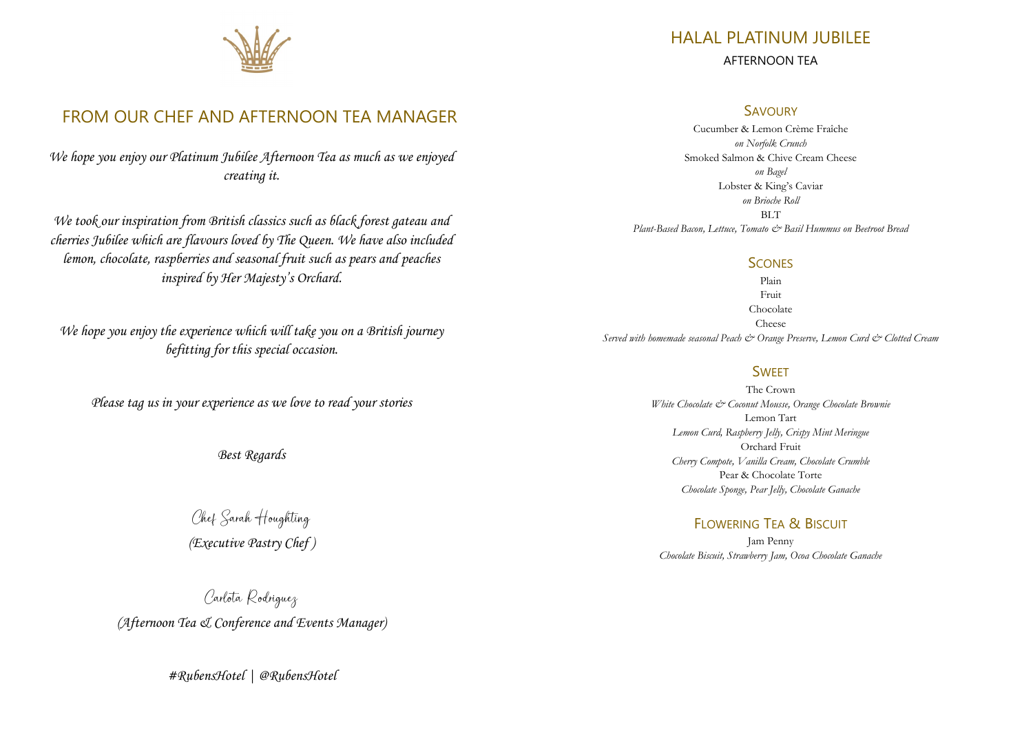## FROM OUR CHEF AND AFTERNOON TEA MANAGER

*We hope you enjoy our Platinum Jubilee Afternoon Tea as much as we enjoyed creating it.*

*We took our inspiration from British classics such as black forest gateau and cherries Jubilee which are flavours loved by The Queen. We have also included lemon, chocolate, raspberries and seasonal fruit such as pears and peaches inspired by Her Majesty's Orchard.*

*We hope you enjoy the experience which will take you on a British journey befitting for this special occasion.*

*Please tag us in your experience as we love to read your stories*

*Best Regards*

Chef Sarah Houghting

*(Executive Pastry Chef )*

Carlota Rodriguez

*(Afternoon Tea & Conference and Events Manager)*

*#RubensHotel | @RubensHotel*

# HALAL PLATINUM JUBILEE

AFTERNOON TEA

### SAVOURY

Cucumber & Lemon Crème Fraîche
*on Norfolk Crunch*
Smoked Salmon & Chive Cream Cheese
*on Bagel*
Lobster & King's Caviar
*on Brioche Roll*
BLT
*Plant-Based Bacon, Lettuce, Tomato & Basil Hummus on Beetroot Bread*

### SCONES

Plain
Fruit
Chocolate
Cheese
*Served with homemade seasonal Peach & Orange Preserve, Lemon Curd & Clotted Cream*

### SWEET

The Crown
*White Chocolate & Coconut Mousse, Orange Chocolate Brownie*
Lemon Tart
*Lemon Curd, Raspberry Jelly, Crispy Mint Meringue*
Orchard Fruit
*Cherry Compote, Vanilla Cream, Chocolate Crumble*
Pear & Chocolate Torte
*Chocolate Sponge, Pear Jelly, Chocolate Ganache*

### FLOWERING TEA & BISCUIT

Jam Penny
*Chocolate Biscuit, Strawberry Jam, Ocoa Chocolate Ganache*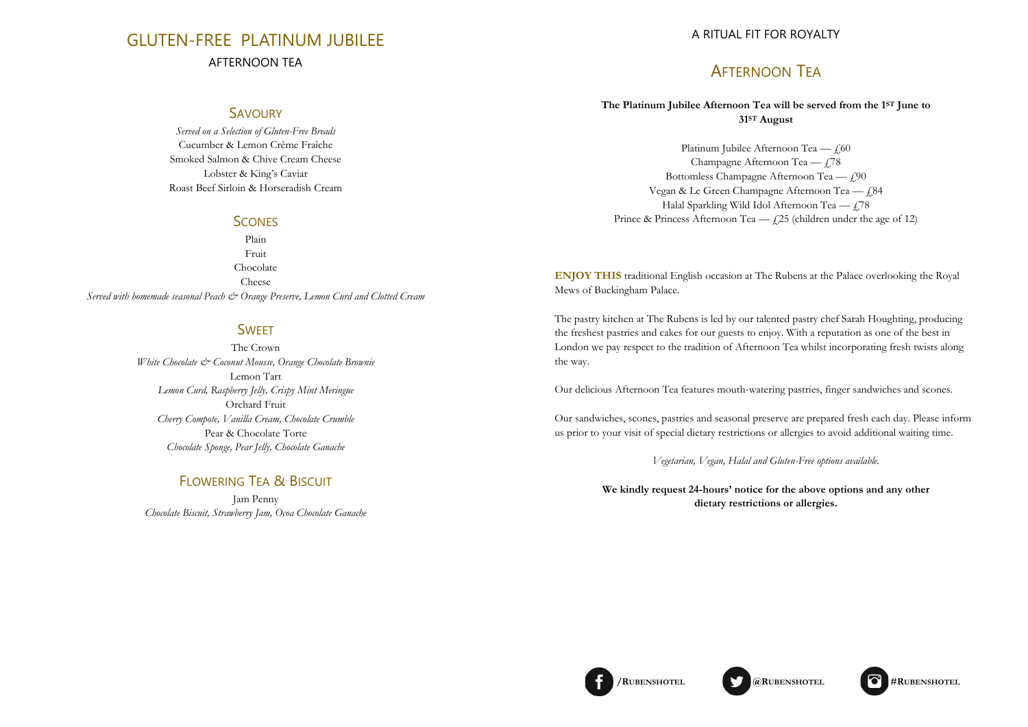# GLUTEN-FREE PLATINUM JUBILEE

AFTERNOON TEA

## Savoury

*Served on a Selection of Gluten-Free Breads*

Cucumber & Lemon Crème Fraîche

Smoked Salmon & Chive Cream Cheese

Lobster & King's Caviar

Roast Beef Sirloin & Horseradish Cream

## Scones

Plain

Fruit

Chocolate

Cheese

*Served with homemade seasonal Peach & Orange Preserve, Lemon Curd and Clotted Cream*

## Sweet

The Crown

*White Chocolate & Coconut Mousse, Orange Chocolate Brownie*

Lemon Tart

*Lemon Curd, Raspberry Jelly, Crispy Mint Meringue*

Orchard Fruit

*Cherry Compote, Vanilla Cream, Chocolate Crumble*

Pear & Chocolate Torte

*Chocolate Sponge, Pear Jelly, Chocolate Ganache*

## Flowering Tea & Biscuit

Jam Penny

*Chocolate Biscuit, Strawberry Jam, Ocoa Chocolate Ganache*

A RITUAL FIT FOR ROYALTY

# Afternoon Tea

**The Platinum Jubilee Afternoon Tea will be served from the 1ST June to 31ST August**

Platinum Jubilee Afternoon Tea — £60

Champagne Afternoon Tea — £78

Bottomless Champagne Afternoon Tea — £90

Vegan & Le Green Champagne Afternoon Tea — £84

Halal Sparkling Wild Idol Afternoon Tea — £78

Prince & Princess Afternoon Tea — £25 (children under the age of 12)

**ENJOY THIS** traditional English occasion at The Rubens at the Palace overlooking the Royal Mews of Buckingham Palace.

The pastry kitchen at The Rubens is led by our talented pastry chef Sarah Houghting, producing the freshest pastries and cakes for our guests to enjoy. With a reputation as one of the best in London we pay respect to the tradition of Afternoon Tea whilst incorporating fresh twists along the way.

Our delicious Afternoon Tea features mouth-watering pastries, finger sandwiches and scones.

Our sandwiches, scones, pastries and seasonal preserve are prepared fresh each day. Please inform us prior to your visit of special dietary restrictions or allergies to avoid additional waiting time.

*Vegetarian, Vegan, Halal and Gluten-Free options available.*

**We kindly request 24-hours' notice for the above options and any other dietary restrictions or allergies.**

/RUBENSHOTEL @RUBENSHOTEL #RUBENSHOTEL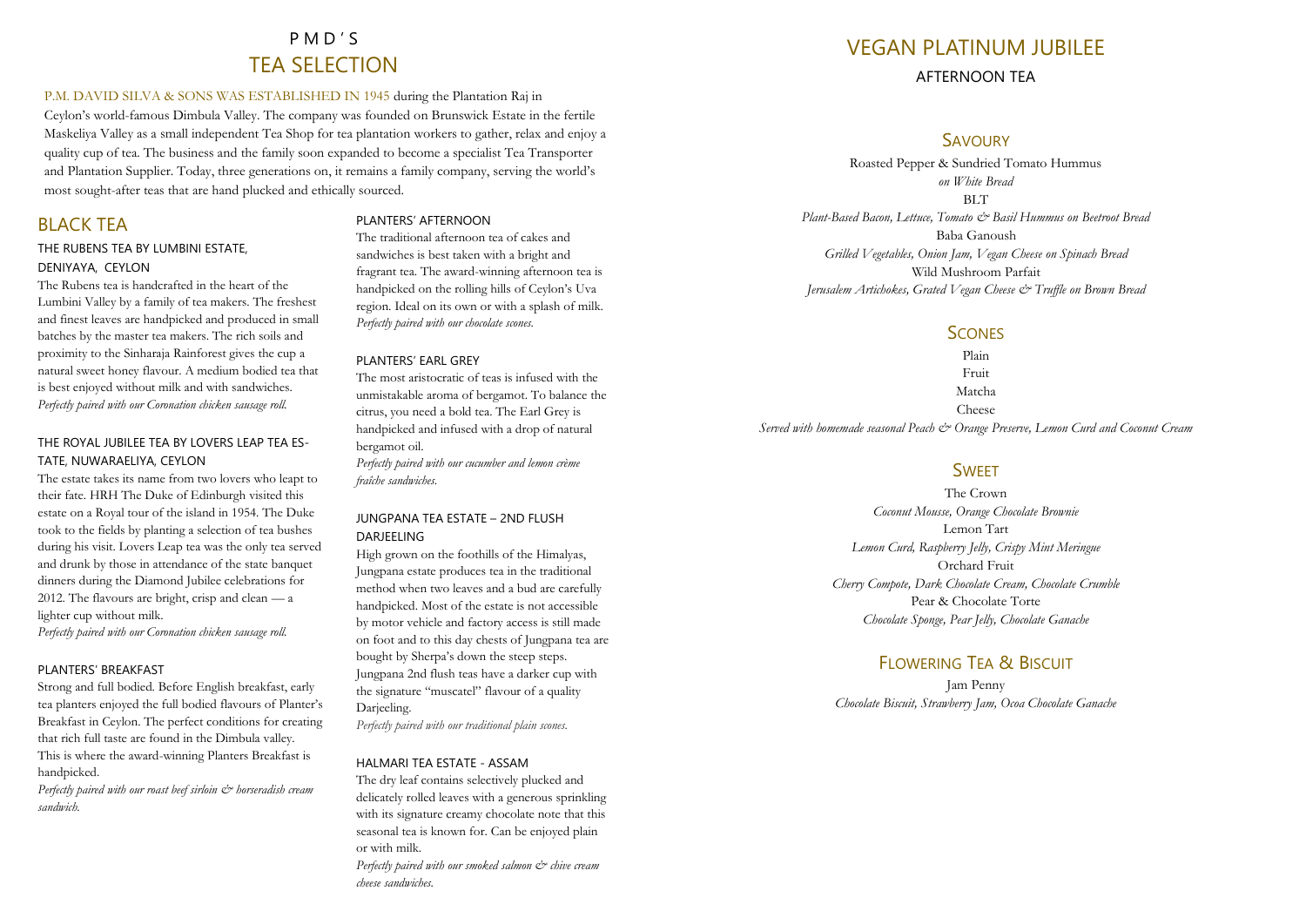# PMD'S TEA SELECTION

P.M. DAVID SILVA & SONS WAS ESTABLISHED IN 1945 during the Plantation Raj in Ceylon's world-famous Dimbula Valley. The company was founded on Brunswick Estate in the fertile Maskeliya Valley as a small independent Tea Shop for tea plantation workers to gather, relax and enjoy a quality cup of tea. The business and the family soon expanded to become a specialist Tea Transporter and Plantation Supplier. Today, three generations on, it remains a family company, serving the world's most sought-after teas that are hand plucked and ethically sourced.

## BLACK TEA

### THE RUBENS TEA BY LUMBINI ESTATE, DENIYAYA, CEYLON

The Rubens tea is handcrafted in the heart of the Lumbini Valley by a family of tea makers. The freshest and finest leaves are handpicked and produced in small batches by the master tea makers. The rich soils and proximity to the Sinharaja Rainforest gives the cup a natural sweet honey flavour. A medium bodied tea that is best enjoyed without milk and with sandwiches.

*Perfectly paired with our Coronation chicken sausage roll.*

### THE ROYAL JUBILEE TEA BY LOVERS LEAP TEA ESTATE, NUWARAELIYA, CEYLON

The estate takes its name from two lovers who leapt to their fate. HRH The Duke of Edinburgh visited this estate on a Royal tour of the island in 1954. The Duke took to the fields by planting a selection of tea bushes during his visit. Lovers Leap tea was the only tea served and drunk by those in attendance of the state banquet dinners during the Diamond Jubilee celebrations for 2012. The flavours are bright, crisp and clean — a lighter cup without milk.

*Perfectly paired with our Coronation chicken sausage roll.*

### PLANTERS' BREAKFAST

Strong and full bodied. Before English breakfast, early tea planters enjoyed the full bodied flavours of Planter's Breakfast in Ceylon. The perfect conditions for creating that rich full taste are found in the Dimbula valley. This is where the award-winning Planters Breakfast is handpicked.

*Perfectly paired with our roast beef sirloin & horseradish cream sandwich.*

### PLANTERS' AFTERNOON

The traditional afternoon tea of cakes and sandwiches is best taken with a bright and fragrant tea. The award-winning afternoon tea is handpicked on the rolling hills of Ceylon's Uva region. Ideal on its own or with a splash of milk.

*Perfectly paired with our chocolate scones.*

### PLANTERS' EARL GREY

The most aristocratic of teas is infused with the unmistakable aroma of bergamot. To balance the citrus, you need a bold tea. The Earl Grey is handpicked and infused with a drop of natural bergamot oil.

*Perfectly paired with our cucumber and lemon crème fraîche sandwiches.*

### JUNGPANA TEA ESTATE – 2ND FLUSH DARJEELING

High grown on the foothills of the Himalyas, Jungpana estate produces tea in the traditional method when two leaves and a bud are carefully handpicked. Most of the estate is not accessible by motor vehicle and factory access is still made on foot and to this day chests of Jungpana tea are bought by Sherpa's down the steep steps. Jungpana 2nd flush teas have a darker cup with the signature "muscatel" flavour of a quality Darjeeling.

*Perfectly paired with our traditional plain scones.*

### HALMARI TEA ESTATE - ASSAM

The dry leaf contains selectively plucked and delicately rolled leaves with a generous sprinkling with its signature creamy chocolate note that this seasonal tea is known for. Can be enjoyed plain or with milk.

*Perfectly paired with our smoked salmon & chive cream cheese sandwiches.*

# VEGAN PLATINUM JUBILEE

AFTERNOON TEA

## SAVOURY

Roasted Pepper & Sundried Tomato Hummus
*on White Bread*

BLT
*Plant-Based Bacon, Lettuce, Tomato & Basil Hummus on Beetroot Bread*

Baba Ganoush
*Grilled Vegetables, Onion Jam, Vegan Cheese on Spinach Bread*

Wild Mushroom Parfait
*Jerusalem Artichokes, Grated Vegan Cheese & Truffle on Brown Bread*

## SCONES

Plain

Fruit

Matcha

Cheese

*Served with homemade seasonal Peach & Orange Preserve, Lemon Curd and Coconut Cream*

## SWEET

The Crown
*Coconut Mousse, Orange Chocolate Brownie*

Lemon Tart
*Lemon Curd, Raspberry Jelly, Crispy Mint Meringue*

Orchard Fruit
*Cherry Compote, Dark Chocolate Cream, Chocolate Crumble*

Pear & Chocolate Torte
*Chocolate Sponge, Pear Jelly, Chocolate Ganache*

## FLOWERING TEA & BISCUIT

Jam Penny
*Chocolate Biscuit, Strawberry Jam, Ocoa Chocolate Ganache*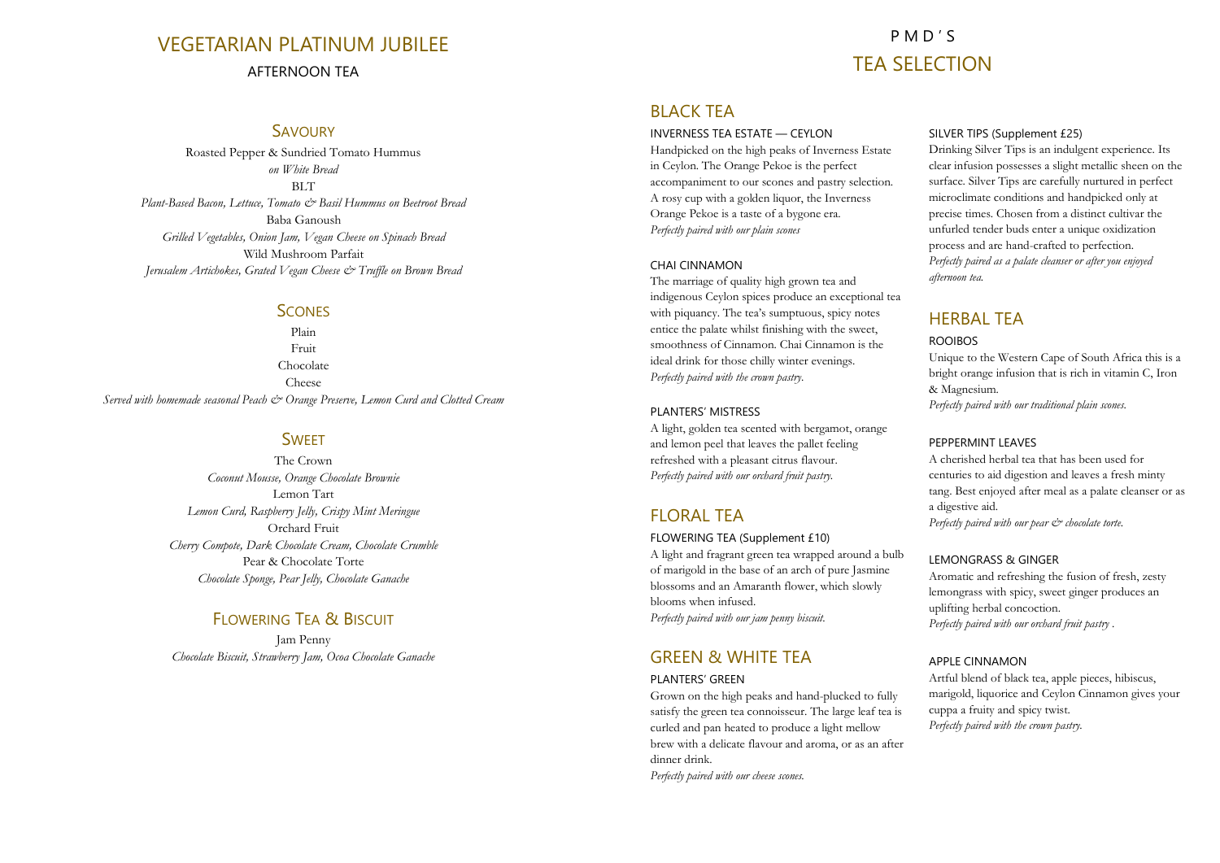# VEGETARIAN PLATINUM JUBILEE

AFTERNOON TEA

## Savoury

Roasted Pepper & Sundried Tomato Hummus
*on White Bread*

BLT
*Plant-Based Bacon, Lettuce, Tomato & Basil Hummus on Beetroot Bread*

Baba Ganoush
*Grilled Vegetables, Onion Jam, Vegan Cheese on Spinach Bread*

Wild Mushroom Parfait
*Jerusalem Artichokes, Grated Vegan Cheese & Truffle on Brown Bread*

## Scones

Plain
Fruit
Chocolate
Cheese
*Served with homemade seasonal Peach & Orange Preserve, Lemon Curd and Clotted Cream*

## Sweet

The Crown
*Coconut Mousse, Orange Chocolate Brownie*

Lemon Tart
*Lemon Curd, Raspberry Jelly, Crispy Mint Meringue*

Orchard Fruit
*Cherry Compote, Dark Chocolate Cream, Chocolate Crumble*

Pear & Chocolate Torte
*Chocolate Sponge, Pear Jelly, Chocolate Ganache*

## Flowering Tea & Biscuit

Jam Penny
*Chocolate Biscuit, Strawberry Jam, Ocoa Chocolate Ganache*

# P M D ' S
# TEA SELECTION

## BLACK TEA

### INVERNESS TEA ESTATE — CEYLON

Handpicked on the high peaks of Inverness Estate in Ceylon. The Orange Pekoe is the perfect accompaniment to our scones and pastry selection. A rosy cup with a golden liquor, the Inverness Orange Pekoe is a taste of a bygone era.
*Perfectly paired with our plain scones*

### CHAI CINNAMON

The marriage of quality high grown tea and indigenous Ceylon spices produce an exceptional tea with piquancy. The tea's sumptuous, spicy notes entice the palate whilst finishing with the sweet, smoothness of Cinnamon. Chai Cinnamon is the ideal drink for those chilly winter evenings.
*Perfectly paired with the crown pastry.*

### PLANTERS' MISTRESS

A light, golden tea scented with bergamot, orange and lemon peel that leaves the pallet feeling refreshed with a pleasant citrus flavour.
*Perfectly paired with our orchard fruit pastry.*

## FLORAL TEA

### FLOWERING TEA (Supplement £10)

A light and fragrant green tea wrapped around a bulb of marigold in the base of an arch of pure Jasmine blossoms and an Amaranth flower, which slowly blooms when infused.
*Perfectly paired with our jam penny biscuit.*

## GREEN & WHITE TEA

### PLANTERS' GREEN

Grown on the high peaks and hand-plucked to fully satisfy the green tea connoisseur. The large leaf tea is curled and pan heated to produce a light mellow brew with a delicate flavour and aroma, or as an after dinner drink.
*Perfectly paired with our cheese scones.*

### SILVER TIPS (Supplement £25)

Drinking Silver Tips is an indulgent experience. Its clear infusion possesses a slight metallic sheen on the surface. Silver Tips are carefully nurtured in perfect microclimate conditions and handpicked only at precise times. Chosen from a distinct cultivar the unfurled tender buds enter a unique oxidization process and are hand-crafted to perfection.
*Perfectly paired as a palate cleanser or after you enjoyed afternoon tea.*

## HERBAL TEA

### ROOIBOS

Unique to the Western Cape of South Africa this is a bright orange infusion that is rich in vitamin C, Iron & Magnesium.
*Perfectly paired with our traditional plain scones.*

### PEPPERMINT LEAVES

A cherished herbal tea that has been used for centuries to aid digestion and leaves a fresh minty tang. Best enjoyed after meal as a palate cleanser or as a digestive aid.
*Perfectly paired with our pear & chocolate torte.*

### LEMONGRASS & GINGER

Aromatic and refreshing the fusion of fresh, zesty lemongrass with spicy, sweet ginger produces an uplifting herbal concoction.
*Perfectly paired with our orchard fruit pastry .*

### APPLE CINNAMON

Artful blend of black tea, apple pieces, hibiscus, marigold, liquorice and Ceylon Cinnamon gives your cuppa a fruity and spicy twist.
*Perfectly paired with the crown pastry.*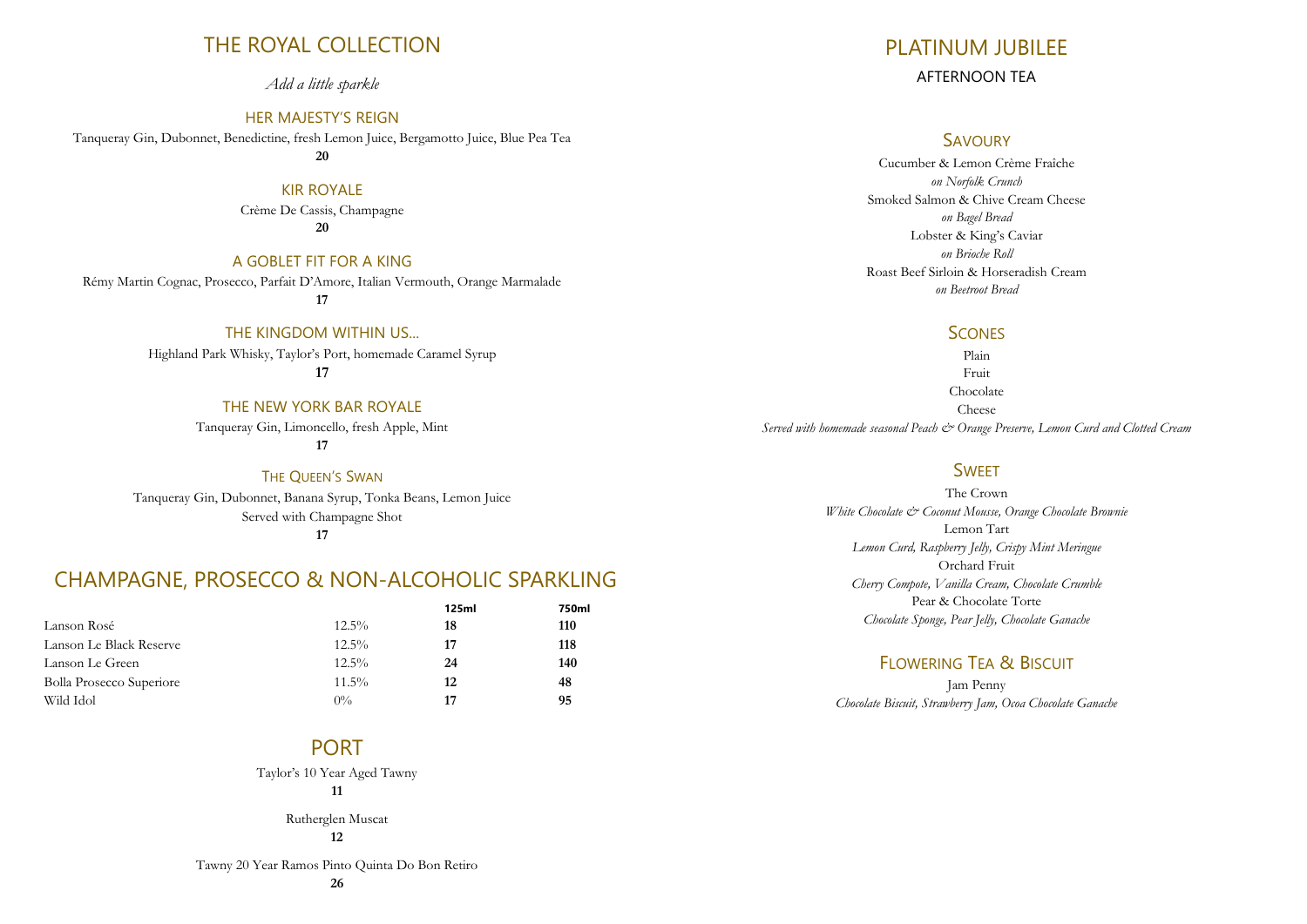# THE ROYAL COLLECTION

*Add a little sparkle*

## HER MAJESTY'S REIGN

Tanqueray Gin, Dubonnet, Benedictine, fresh Lemon Juice, Bergamotto Juice, Blue Pea Tea

**20**

## KIR ROYALE

Crème De Cassis, Champagne

**20**

## A GOBLET FIT FOR A KING

Rémy Martin Cognac, Prosecco, Parfait D'Amore, Italian Vermouth, Orange Marmalade

**17**

## THE KINGDOM WITHIN US…

Highland Park Whisky, Taylor's Port, homemade Caramel Syrup

**17**

## THE NEW YORK BAR ROYALE

Tanqueray Gin, Limoncello, fresh Apple, Mint

**17**

## THE QUEEN'S SWAN

Tanqueray Gin, Dubonnet, Banana Syrup, Tonka Beans, Lemon Juice
Served with Champagne Shot

**17**

# CHAMPAGNE, PROSECCO & NON-ALCOHOLIC SPARKLING

| | | 125ml | 750ml |
|---|---|---|---|
| Lanson Rosé | 12.5% | **18** | **110** |
| Lanson Le Black Reserve | 12.5% | **17** | **118** |
| Lanson Le Green | 12.5% | **24** | **140** |
| Bolla Prosecco Superiore | 11.5% | **12** | **48** |
| Wild Idol | 0% | **17** | **95** |

# PORT

Taylor's 10 Year Aged Tawny

**11**

Rutherglen Muscat

**12**

Tawny 20 Year Ramos Pinto Quinta Do Bon Retiro

**26**

# PLATINUM JUBILEE

AFTERNOON TEA

## SAVOURY

Cucumber & Lemon Crème Fraiche
*on Norfolk Crunch*
Smoked Salmon & Chive Cream Cheese
*on Bagel Bread*
Lobster & King's Caviar
*on Brioche Roll*
Roast Beef Sirloin & Horseradish Cream
*on Beetroot Bread*

## SCONES

Plain
Fruit
Chocolate
Cheese
*Served with homemade seasonal Peach & Orange Preserve, Lemon Curd and Clotted Cream*

## SWEET

The Crown
*White Chocolate & Coconut Mousse, Orange Chocolate Brownie*
Lemon Tart
*Lemon Curd, Raspberry Jelly, Crispy Mint Meringue*
Orchard Fruit
*Cherry Compote, Vanilla Cream, Chocolate Crumble*
Pear & Chocolate Torte
*Chocolate Sponge, Pear Jelly, Chocolate Ganache*

## FLOWERING TEA & BISCUIT

Jam Penny
*Chocolate Biscuit, Strawberry Jam, Ocoa Chocolate Ganache*